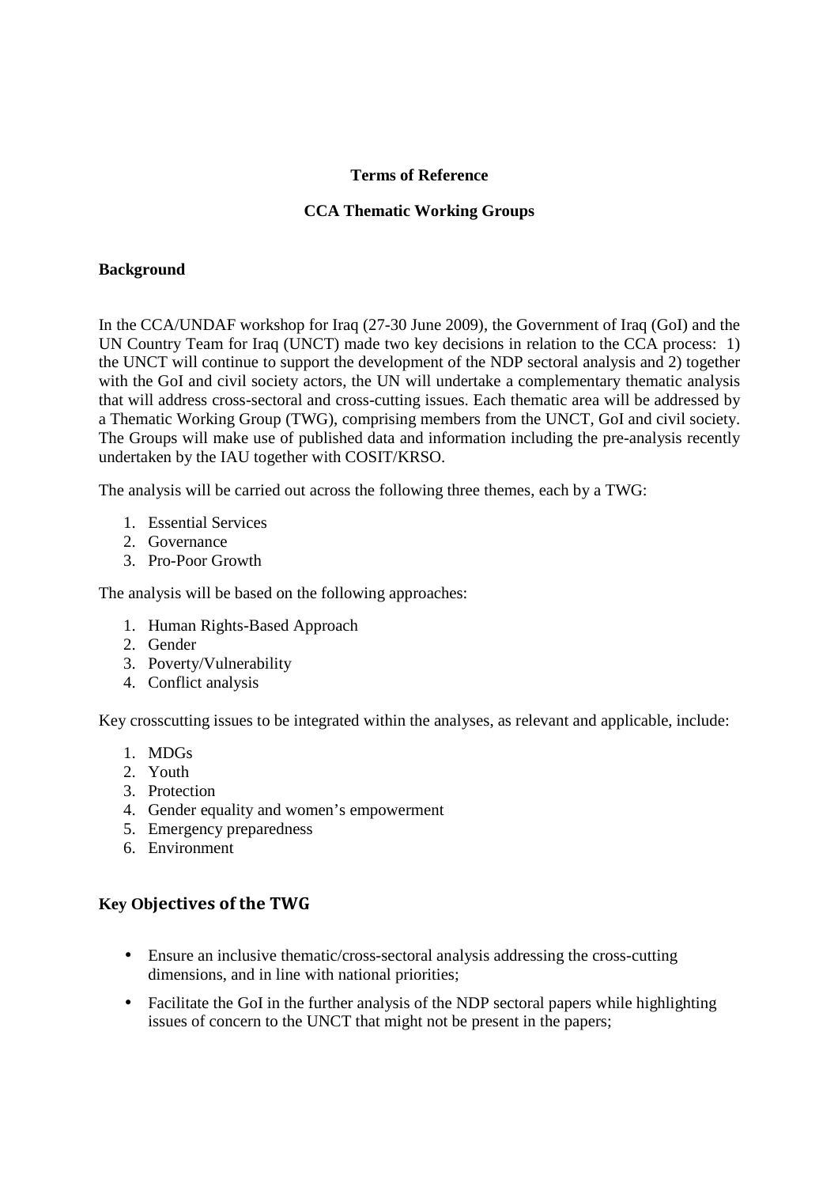# Terms of Reference

## CCA Thematic Working Groups

### Background

In the CCA/UNDAF workshop for Iraq (27-30 June 2009), the Government of Iraq (GoI) and the UN Country Team for Iraq (UNCT) made two key decisions in relation to the CCA process: 1) the UNCT will continue to support the development of the NDP sectoral analysis and 2) together with the GoI and civil society actors, the UN will undertake a complementary thematic analysis that will address cross-sectoral and cross-cutting issues. Each thematic area will be addressed by a Thematic Working Group (TWG), comprising members from the UNCT, GoI and civil society. The Groups will make use of published data and information including the pre-analysis recently undertaken by the IAU together with COSIT/KRSO.

The analysis will be carried out across the following three themes, each by a TWG:

1. Essential Services
2. Governance
3. Pro-Poor Growth

The analysis will be based on the following approaches:

1. Human Rights-Based Approach
2. Gender
3. Poverty/Vulnerability
4. Conflict analysis

Key crosscutting issues to be integrated within the analyses, as relevant and applicable, include:

1. MDGs
2. Youth
3. Protection
4. Gender equality and women's empowerment
5. Emergency preparedness
6. Environment

### Key Objectives of the TWG

- Ensure an inclusive thematic/cross-sectoral analysis addressing the cross-cutting dimensions, and in line with national priorities;
- Facilitate the GoI in the further analysis of the NDP sectoral papers while highlighting issues of concern to the UNCT that might not be present in the papers;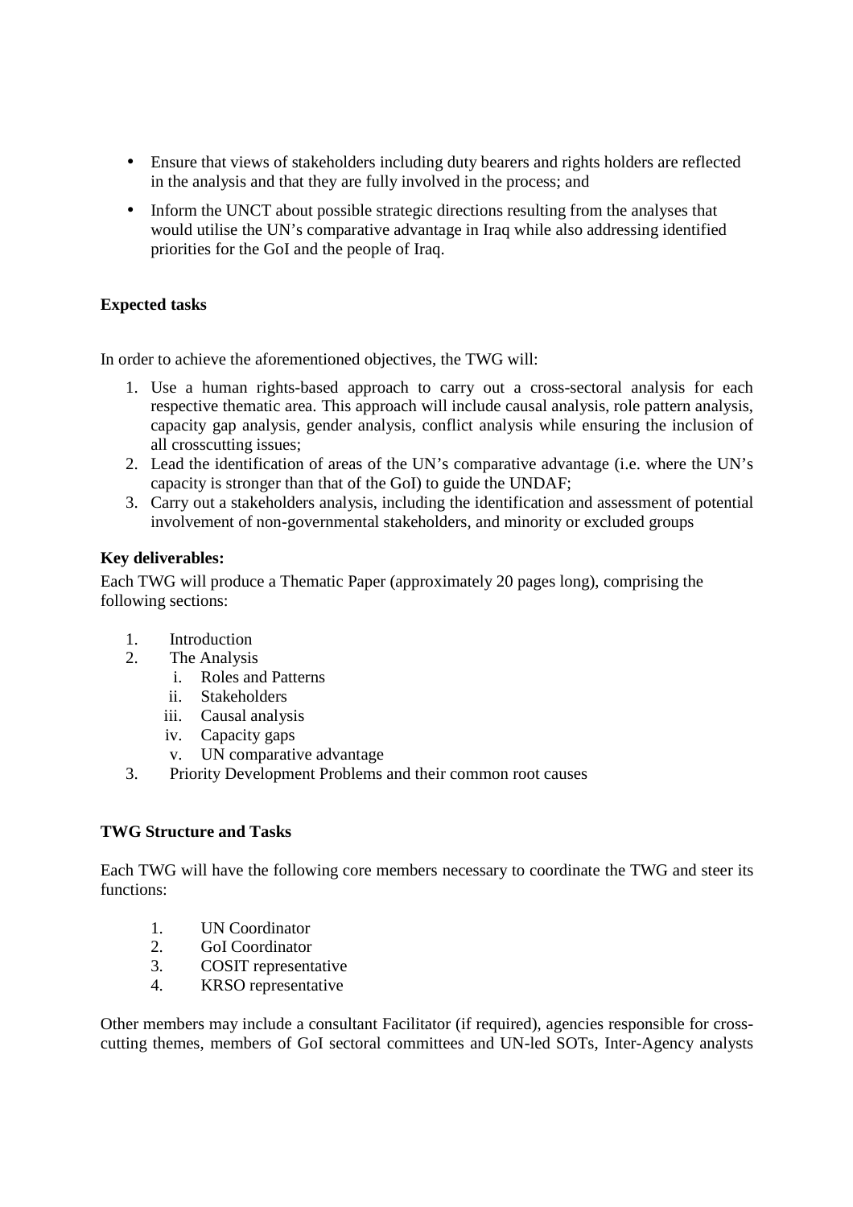- Ensure that views of stakeholders including duty bearers and rights holders are reflected in the analysis and that they are fully involved in the process; and
- Inform the UNCT about possible strategic directions resulting from the analyses that would utilise the UN's comparative advantage in Iraq while also addressing identified priorities for the GoI and the people of Iraq.

**Expected tasks**

In order to achieve the aforementioned objectives, the TWG will:

1. Use a human rights-based approach to carry out a cross-sectoral analysis for each respective thematic area. This approach will include causal analysis, role pattern analysis, capacity gap analysis, gender analysis, conflict analysis while ensuring the inclusion of all crosscutting issues;
2. Lead the identification of areas of the UN's comparative advantage (i.e. where the UN's capacity is stronger than that of the GoI) to guide the UNDAF;
3. Carry out a stakeholders analysis, including the identification and assessment of potential involvement of non-governmental stakeholders, and minority or excluded groups

**Key deliverables:**

Each TWG will produce a Thematic Paper (approximately 20 pages long), comprising the following sections:

1. Introduction
2. The Analysis
   i. Roles and Patterns
   ii. Stakeholders
   iii. Causal analysis
   iv. Capacity gaps
   v. UN comparative advantage
3. Priority Development Problems and their common root causes

**TWG Structure and Tasks**

Each TWG will have the following core members necessary to coordinate the TWG and steer its functions:

1. UN Coordinator
2. GoI Coordinator
3. COSIT representative
4. KRSO representative

Other members may include a consultant Facilitator (if required), agencies responsible for cross-cutting themes, members of GoI sectoral committees and UN-led SOTs, Inter-Agency analysts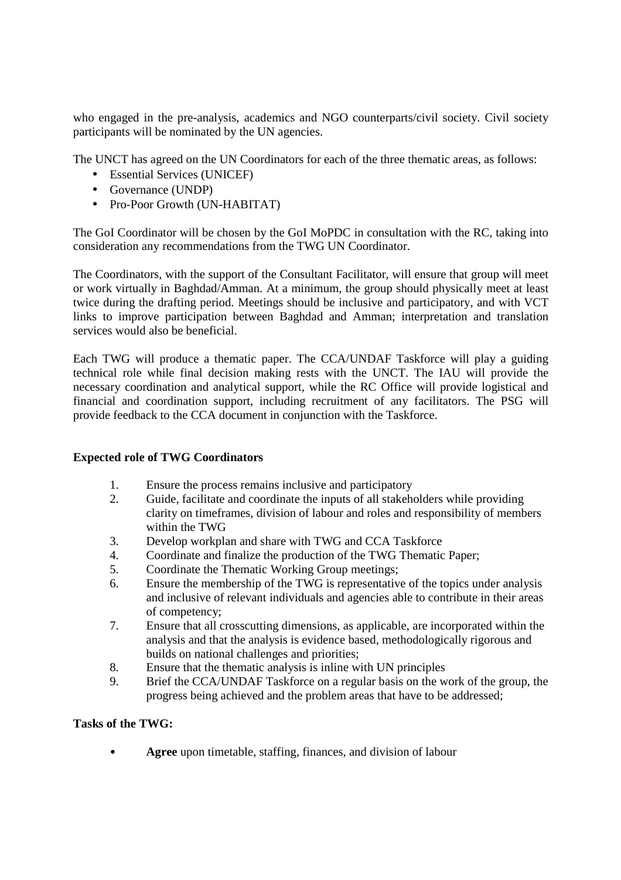who engaged in the pre-analysis, academics and NGO counterparts/civil society. Civil society participants will be nominated by the UN agencies.

The UNCT has agreed on the UN Coordinators for each of the three thematic areas, as follows:

- Essential Services (UNICEF)
- Governance (UNDP)
- Pro-Poor Growth (UN-HABITAT)

The GoI Coordinator will be chosen by the GoI MoPDC in consultation with the RC, taking into consideration any recommendations from the TWG UN Coordinator.

The Coordinators, with the support of the Consultant Facilitator, will ensure that group will meet or work virtually in Baghdad/Amman. At a minimum, the group should physically meet at least twice during the drafting period. Meetings should be inclusive and participatory, and with VCT links to improve participation between Baghdad and Amman; interpretation and translation services would also be beneficial.

Each TWG will produce a thematic paper. The CCA/UNDAF Taskforce will play a guiding technical role while final decision making rests with the UNCT. The IAU will provide the necessary coordination and analytical support, while the RC Office will provide logistical and financial and coordination support, including recruitment of any facilitators. The PSG will provide feedback to the CCA document in conjunction with the Taskforce.

**Expected role of TWG Coordinators**

1. Ensure the process remains inclusive and participatory
2. Guide, facilitate and coordinate the inputs of all stakeholders while providing clarity on timeframes, division of labour and roles and responsibility of members within the TWG
3. Develop workplan and share with TWG and CCA Taskforce
4. Coordinate and finalize the production of the TWG Thematic Paper;
5. Coordinate the Thematic Working Group meetings;
6. Ensure the membership of the TWG is representative of the topics under analysis and inclusive of relevant individuals and agencies able to contribute in their areas of competency;
7. Ensure that all crosscutting dimensions, as applicable, are incorporated within the analysis and that the analysis is evidence based, methodologically rigorous and builds on national challenges and priorities;
8. Ensure that the thematic analysis is inline with UN principles
9. Brief the CCA/UNDAF Taskforce on a regular basis on the work of the group, the progress being achieved and the problem areas that have to be addressed;

**Tasks of the TWG:**

- **Agree** upon timetable, staffing, finances, and division of labour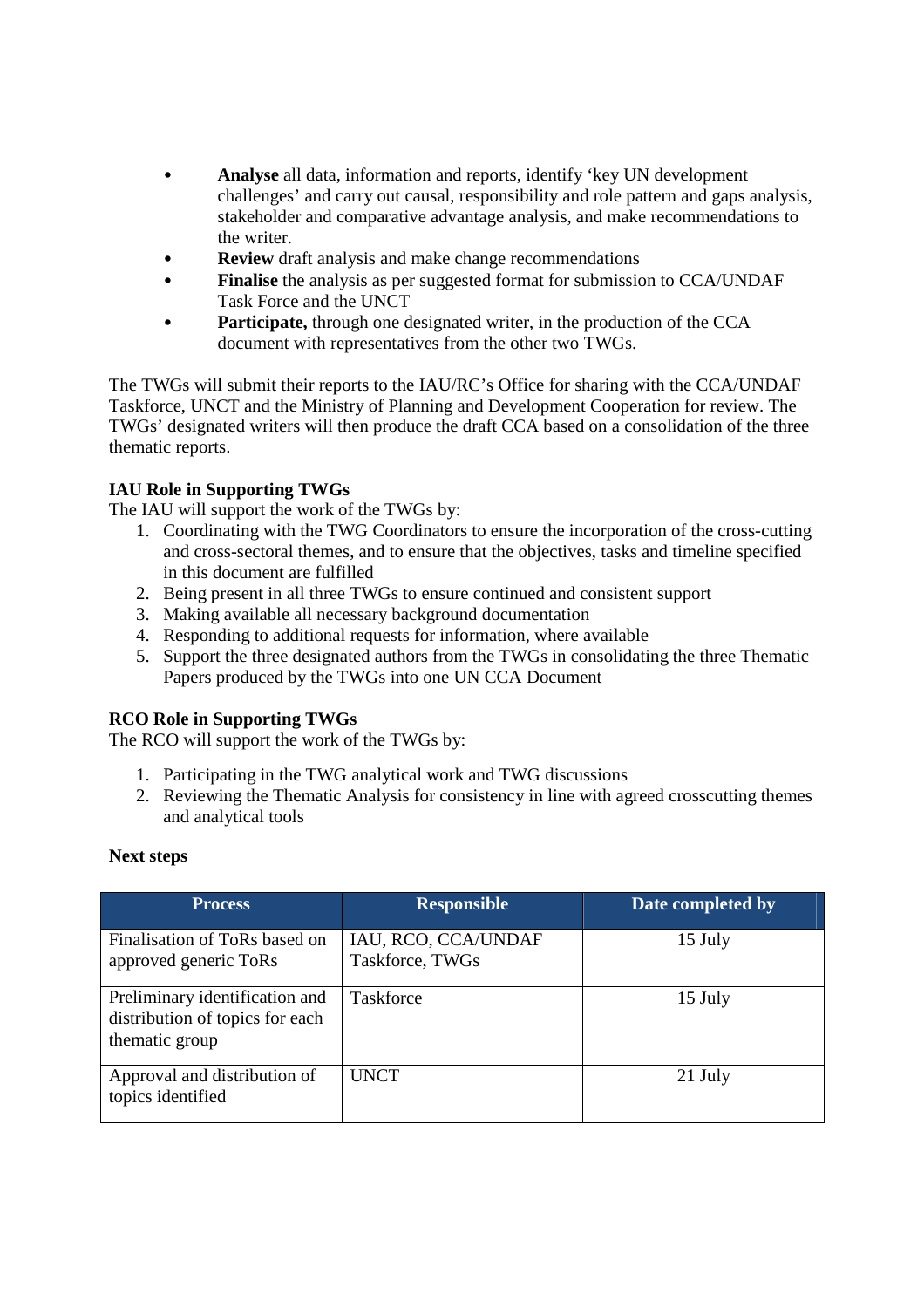- **Analyse** all data, information and reports, identify 'key UN development challenges' and carry out causal, responsibility and role pattern and gaps analysis, stakeholder and comparative advantage analysis, and make recommendations to the writer.
- **Review** draft analysis and make change recommendations
- **Finalise** the analysis as per suggested format for submission to CCA/UNDAF Task Force and the UNCT
- **Participate,** through one designated writer, in the production of the CCA document with representatives from the other two TWGs.

The TWGs will submit their reports to the IAU/RC's Office for sharing with the CCA/UNDAF Taskforce, UNCT and the Ministry of Planning and Development Cooperation for review. The TWGs' designated writers will then produce the draft CCA based on a consolidation of the three thematic reports.

**IAU Role in Supporting TWGs**

The IAU will support the work of the TWGs by:

1. Coordinating with the TWG Coordinators to ensure the incorporation of the cross-cutting and cross-sectoral themes, and to ensure that the objectives, tasks and timeline specified in this document are fulfilled
2. Being present in all three TWGs to ensure continued and consistent support
3. Making available all necessary background documentation
4. Responding to additional requests for information, where available
5. Support the three designated authors from the TWGs in consolidating the three Thematic Papers produced by the TWGs into one UN CCA Document

**RCO Role in Supporting TWGs**

The RCO will support the work of the TWGs by:

1. Participating in the TWG analytical work and TWG discussions
2. Reviewing the Thematic Analysis for consistency in line with agreed crosscutting themes and analytical tools

**Next steps**

| Process | Responsible | Date completed by |
|---|---|---|
| Finalisation of ToRs based on approved generic ToRs | IAU, RCO, CCA/UNDAF Taskforce, TWGs | 15 July |
| Preliminary identification and distribution of topics for each thematic group | Taskforce | 15 July |
| Approval and distribution of topics identified | UNCT | 21 July |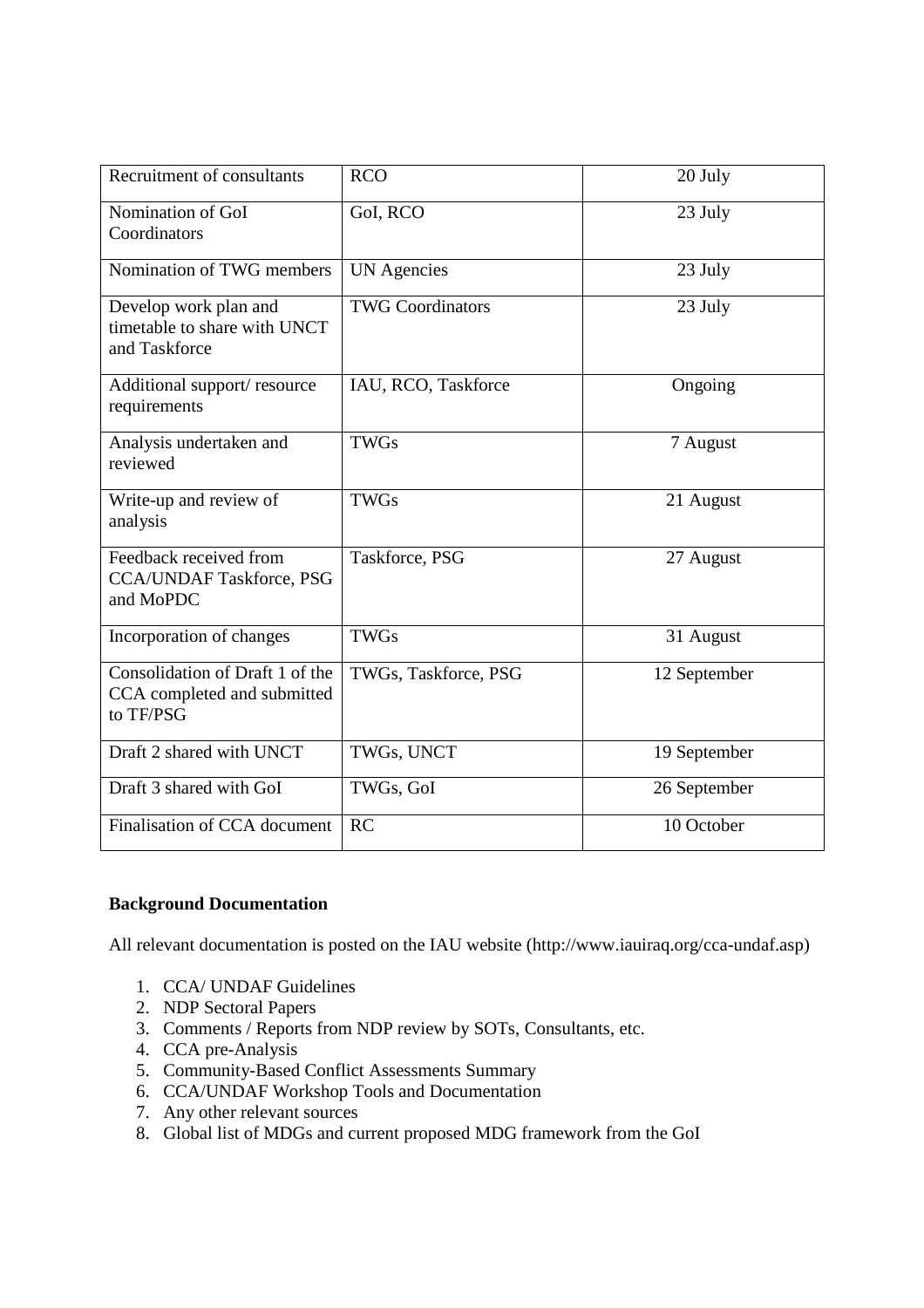| | | |
|---|---|---|
| Recruitment of consultants | RCO | 20 July |
| Nomination of GoI Coordinators | GoI, RCO | 23 July |
| Nomination of TWG members | UN Agencies | 23 July |
| Develop work plan and timetable to share with UNCT and Taskforce | TWG Coordinators | 23 July |
| Additional support/ resource requirements | IAU, RCO, Taskforce | Ongoing |
| Analysis undertaken and reviewed | TWGs | 7 August |
| Write-up and review of analysis | TWGs | 21 August |
| Feedback received from CCA/UNDAF Taskforce, PSG and MoPDC | Taskforce, PSG | 27 August |
| Incorporation of changes | TWGs | 31 August |
| Consolidation of Draft 1 of the CCA completed and submitted to TF/PSG | TWGs, Taskforce, PSG | 12 September |
| Draft 2 shared with UNCT | TWGs, UNCT | 19 September |
| Draft 3 shared with GoI | TWGs, GoI | 26 September |
| Finalisation of CCA document | RC | 10 October |

**Background Documentation**

All relevant documentation is posted on the IAU website (http://www.iauiraq.org/cca-undaf.asp)

1. CCA/ UNDAF Guidelines
2. NDP Sectoral Papers
3. Comments / Reports from NDP review by SOTs, Consultants, etc.
4. CCA pre-Analysis
5. Community-Based Conflict Assessments Summary
6. CCA/UNDAF Workshop Tools and Documentation
7. Any other relevant sources
8. Global list of MDGs and current proposed MDG framework from the GoI